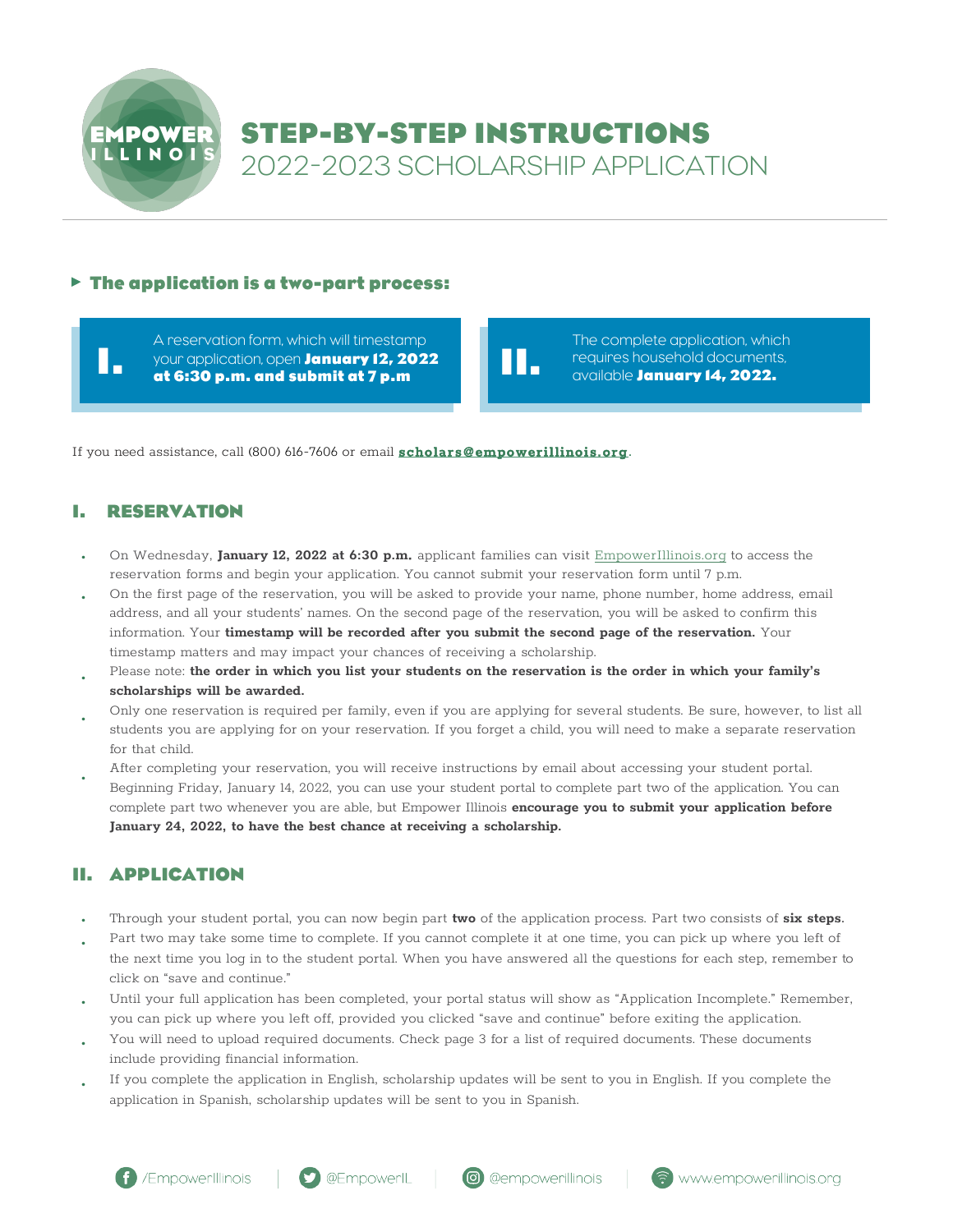# STEP-BY-STEP INSTRUCTIONS
## 2022-2023 SCHOLARSHIP APPLICATION

### The application is a two-part process:

**I.** A reservation form, which will timestamp your application, open **January 12, 2022 at 6:30 p.m. and submit at 7 p.m**

**II.** The complete application, which requires household documents, available **January 14, 2022.**

If you need assistance, call (800) 616-7606 or email **scholars@empowerillinois.org**.

## I. RESERVATION

- On Wednesday, **January 12, 2022 at 6:30 p.m.** applicant families can visit EmpowerIllinois.org to access the reservation forms and begin your application. You cannot submit your reservation form until 7 p.m.
- On the first page of the reservation, you will be asked to provide your name, phone number, home address, email address, and all your students' names. On the second page of the reservation, you will be asked to confirm this information. Your **timestamp will be recorded after you submit the second page of the reservation.** Your timestamp matters and may impact your chances of receiving a scholarship.
- Please note: **the order in which you list your students on the reservation is the order in which your family's scholarships will be awarded.**
- Only one reservation is required per family, even if you are applying for several students. Be sure, however, to list all students you are applying for on your reservation. If you forget a child, you will need to make a separate reservation for that child.
- After completing your reservation, you will receive instructions by email about accessing your student portal. Beginning Friday, January 14, 2022, you can use your student portal to complete part two of the application. You can complete part two whenever you are able, but Empower Illinois **encourage you to submit your application before January 24, 2022, to have the best chance at receiving a scholarship.**

## II. APPLICATION

- Through your student portal, you can now begin part **two** of the application process. Part two consists of **six steps.**
- Part two may take some time to complete. If you cannot complete it at one time, you can pick up where you left of the next time you log in to the student portal. When you have answered all the questions for each step, remember to click on "save and continue."
- Until your full application has been completed, your portal status will show as "Application Incomplete." Remember, you can pick up where you left off, provided you clicked "save and continue" before exiting the application.
- You will need to upload required documents. Check page 3 for a list of required documents. These documents include providing financial information.
- If you complete the application in English, scholarship updates will be sent to you in English. If you complete the application in Spanish, scholarship updates will be sent to you in Spanish.

/EmpowerIllinois | @EmpowerIL | @empowerillinois | www.empowerillinois.org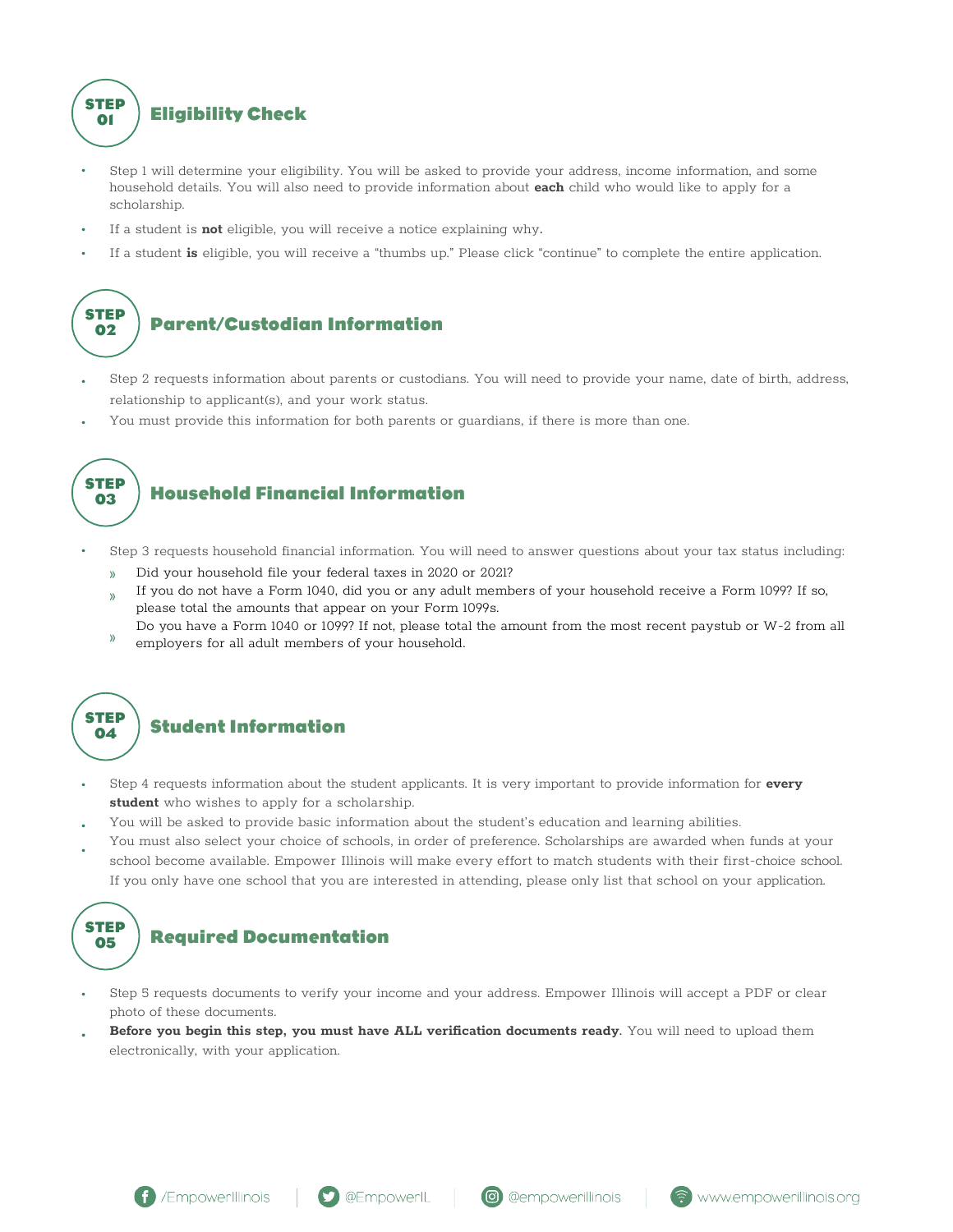## STEP 01 Eligibility Check

- Step 1 will determine your eligibility. You will be asked to provide your address, income information, and some household details. You will also need to provide information about **each** child who would like to apply for a scholarship.
- If a student is **not** eligible, you will receive a notice explaining why.
- If a student **is** eligible, you will receive a "thumbs up." Please click "continue" to complete the entire application.

## STEP 02 Parent/Custodian Information

- Step 2 requests information about parents or custodians. You will need to provide your name, date of birth, address, relationship to applicant(s), and your work status.
- You must provide this information for both parents or guardians, if there is more than one.

## STEP 03 Household Financial Information

- Step 3 requests household financial information. You will need to answer questions about your tax status including:
  - Did your household file your federal taxes in 2020 or 2021?
  - If you do not have a Form 1040, did you or any adult members of your household receive a Form 1099? If so, please total the amounts that appear on your Form 1099s.
  - Do you have a Form 1040 or 1099? If not, please total the amount from the most recent paystub or W-2 from all employers for all adult members of your household.

## STEP 04 Student Information

- Step 4 requests information about the student applicants. It is very important to provide information for **every student** who wishes to apply for a scholarship.
- You will be asked to provide basic information about the student's education and learning abilities.
- You must also select your choice of schools, in order of preference. Scholarships are awarded when funds at your school become available. Empower Illinois will make every effort to match students with their first-choice school. If you only have one school that you are interested in attending, please only list that school on your application.

## STEP 05 Required Documentation

- Step 5 requests documents to verify your income and your address. Empower Illinois will accept a PDF or clear photo of these documents.
- **Before you begin this step, you must have ALL verification documents ready**. You will need to upload them electronically, with your application.

/EmpowerIllinois | @EmpowerIL | @empowerillinois | www.empowerillinois.org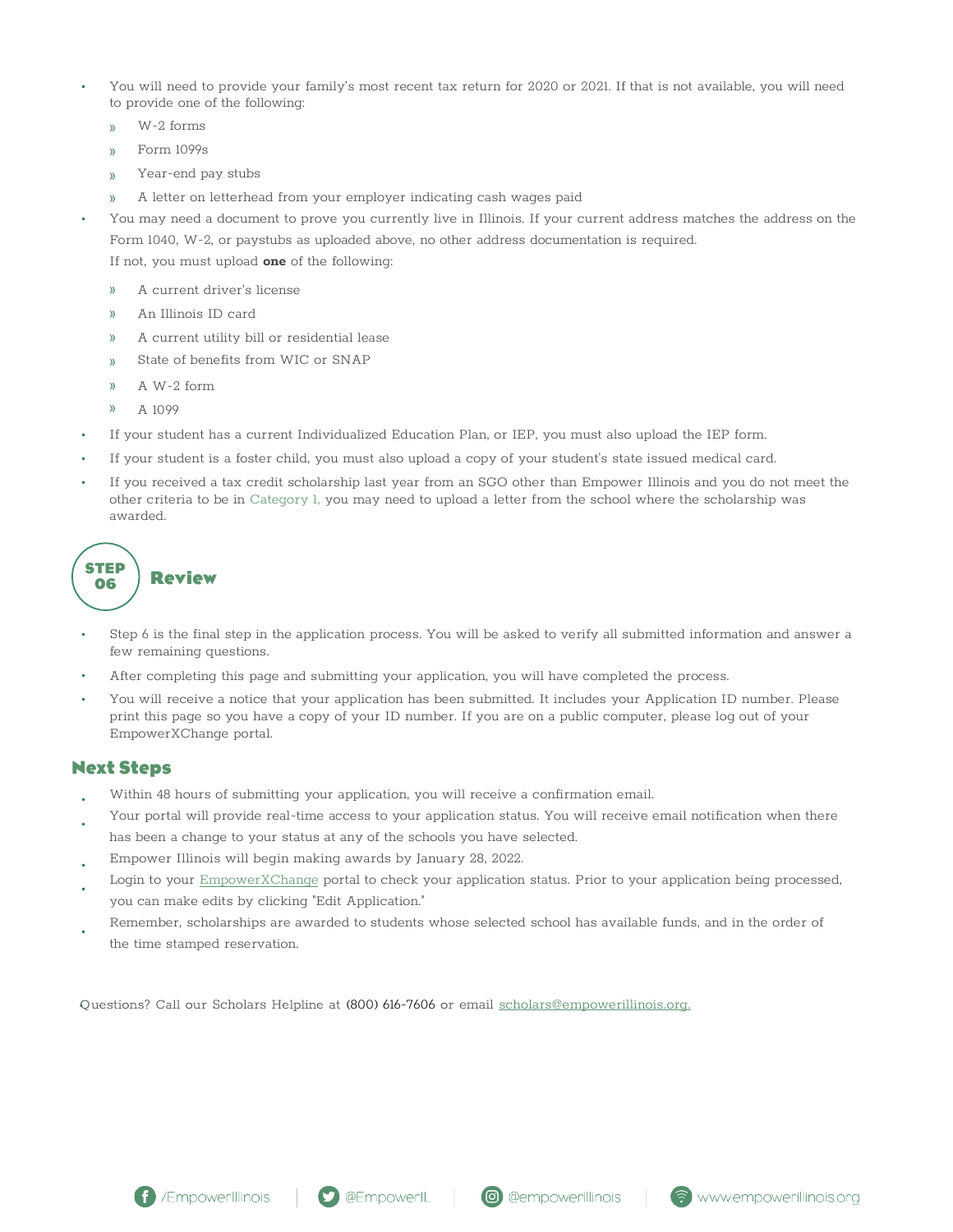- You will need to provide your family's most recent tax return for 2020 or 2021. If that is not available, you will need to provide one of the following:
  - W-2 forms
  - Form 1099s
  - Year-end pay stubs
  - A letter on letterhead from your employer indicating cash wages paid
- You may need a document to prove you currently live in Illinois. If your current address matches the address on the Form 1040, W-2, or paystubs as uploaded above, no other address documentation is required.

  If not, you must upload **one** of the following:
  - A current driver's license
  - An Illinois ID card
  - A current utility bill or residential lease
  - State of benefits from WIC or SNAP
  - A W-2 form
  - A 1099
- If your student has a current Individualized Education Plan, or IEP, you must also upload the IEP form.
- If your student is a foster child, you must also upload a copy of your student's state issued medical card.
- If you received a tax credit scholarship last year from an SGO other than Empower Illinois and you do not meet the other criteria to be in Category 1, you may need to upload a letter from the school where the scholarship was awarded.

## STEP 06 Review

- Step 6 is the final step in the application process. You will be asked to verify all submitted information and answer a few remaining questions.
- After completing this page and submitting your application, you will have completed the process.
- You will receive a notice that your application has been submitted. It includes your Application ID number. Please print this page so you have a copy of your ID number. If you are on a public computer, please log out of your EmpowerXChange portal.

## Next Steps

- Within 48 hours of submitting your application, you will receive a confirmation email.
- Your portal will provide real-time access to your application status. You will receive email notification when there has been a change to your status at any of the schools you have selected.
- Empower Illinois will begin making awards by January 28, 2022.
- Login to your EmpowerXChange portal to check your application status. Prior to your application being processed, you can make edits by clicking "Edit Application."
- Remember, scholarships are awarded to students whose selected school has available funds, and in the order of the time stamped reservation.

Questions? Call our Scholars Helpline at (800) 616-7606 or email scholars@empowerillinois.org.

/EmpowerIllinois | @EmpowerIL | @empowerillinois | www.empowerillinois.org